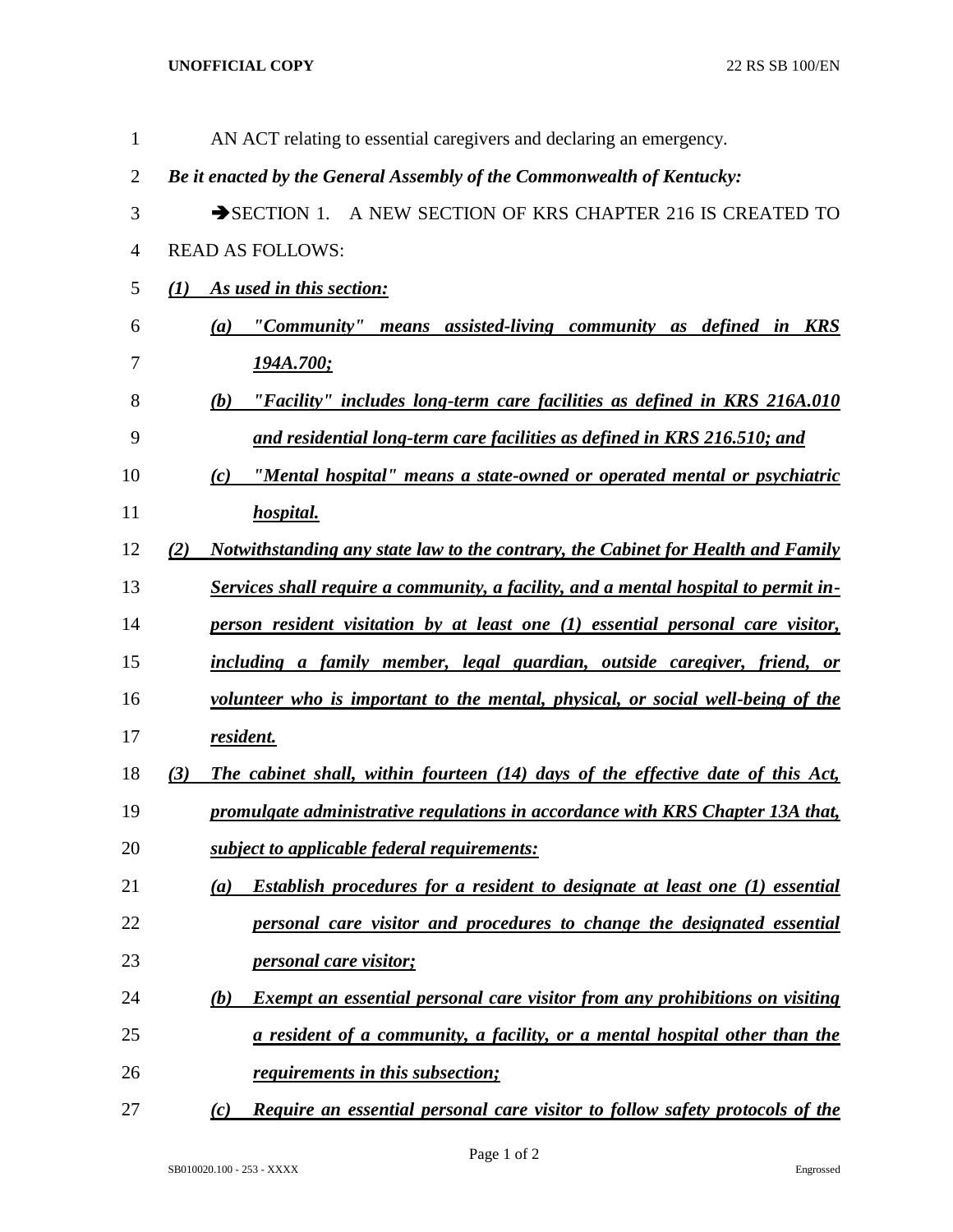AN ACT relating to essential caregivers and declaring an emergency.

***Be it enacted by the General Assembly of the Commonwealth of Kentucky:***

➔SECTION 1. A NEW SECTION OF KRS CHAPTER 216 IS CREATED TO READ AS FOLLOWS:

***(1) As used in this section:***

***(a) "Community" means assisted-living community as defined in KRS 194A.700;***

***(b) "Facility" includes long-term care facilities as defined in KRS 216A.010 and residential long-term care facilities as defined in KRS 216.510; and***

***(c) "Mental hospital" means a state-owned or operated mental or psychiatric hospital.***

***(2) Notwithstanding any state law to the contrary, the Cabinet for Health and Family Services shall require a community, a facility, and a mental hospital to permit in-person resident visitation by at least one (1) essential personal care visitor, including a family member, legal guardian, outside caregiver, friend, or volunteer who is important to the mental, physical, or social well-being of the resident.***

***(3) The cabinet shall, within fourteen (14) days of the effective date of this Act, promulgate administrative regulations in accordance with KRS Chapter 13A that, subject to applicable federal requirements:***

***(a) Establish procedures for a resident to designate at least one (1) essential personal care visitor and procedures to change the designated essential personal care visitor;***

***(b) Exempt an essential personal care visitor from any prohibitions on visiting a resident of a community, a facility, or a mental hospital other than the requirements in this subsection;***

***(c) Require an essential personal care visitor to follow safety protocols of the***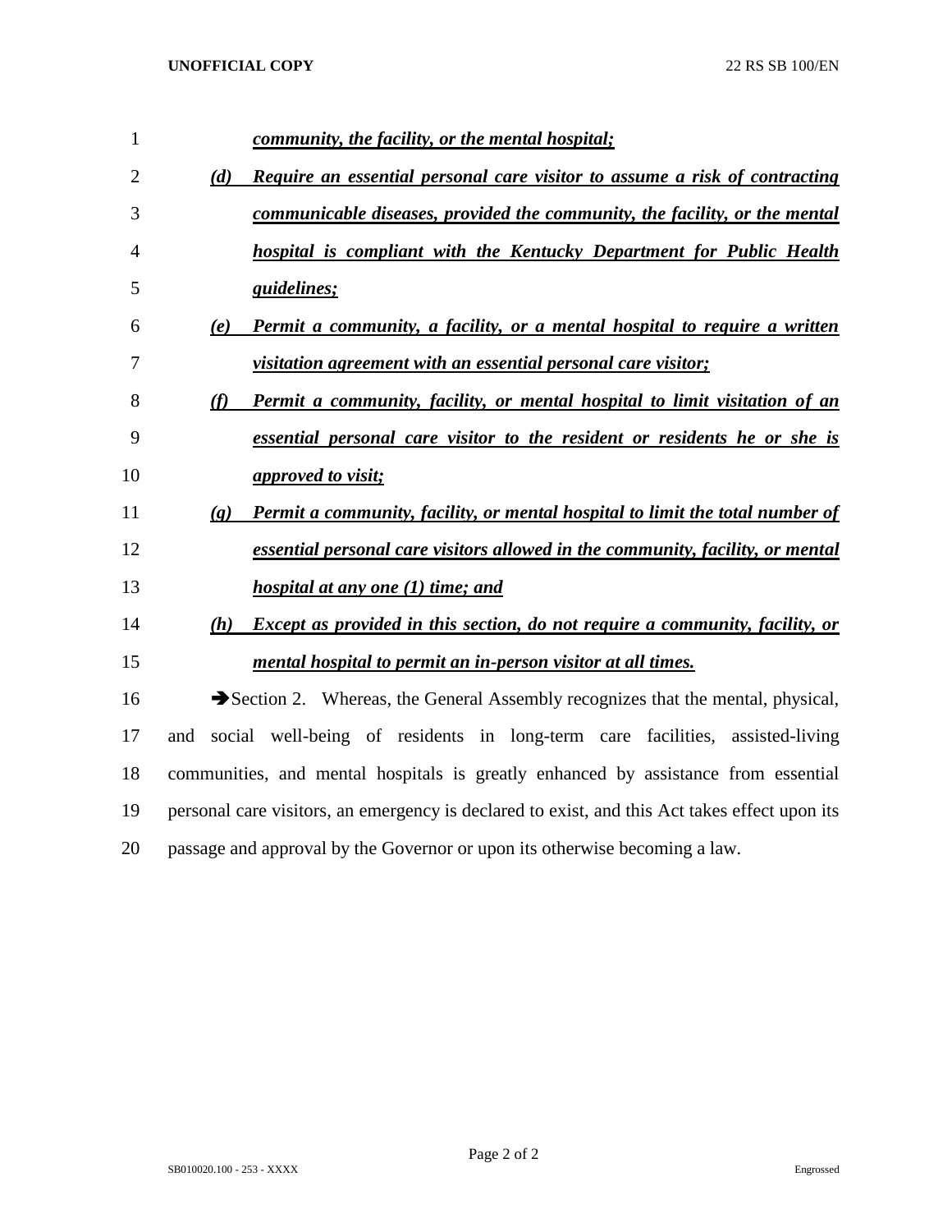***community, the facility, or the mental hospital;***

***(d) Require an essential personal care visitor to assume a risk of contracting communicable diseases, provided the community, the facility, or the mental hospital is compliant with the Kentucky Department for Public Health guidelines;***

***(e) Permit a community, a facility, or a mental hospital to require a written visitation agreement with an essential personal care visitor;***

***(f) Permit a community, facility, or mental hospital to limit visitation of an essential personal care visitor to the resident or residents he or she is approved to visit;***

***(g) Permit a community, facility, or mental hospital to limit the total number of essential personal care visitors allowed in the community, facility, or mental hospital at any one (1) time; and***

***(h) Except as provided in this section, do not require a community, facility, or mental hospital to permit an in-person visitor at all times.***

➔Section 2. Whereas, the General Assembly recognizes that the mental, physical, and social well-being of residents in long-term care facilities, assisted-living communities, and mental hospitals is greatly enhanced by assistance from essential personal care visitors, an emergency is declared to exist, and this Act takes effect upon its passage and approval by the Governor or upon its otherwise becoming a law.